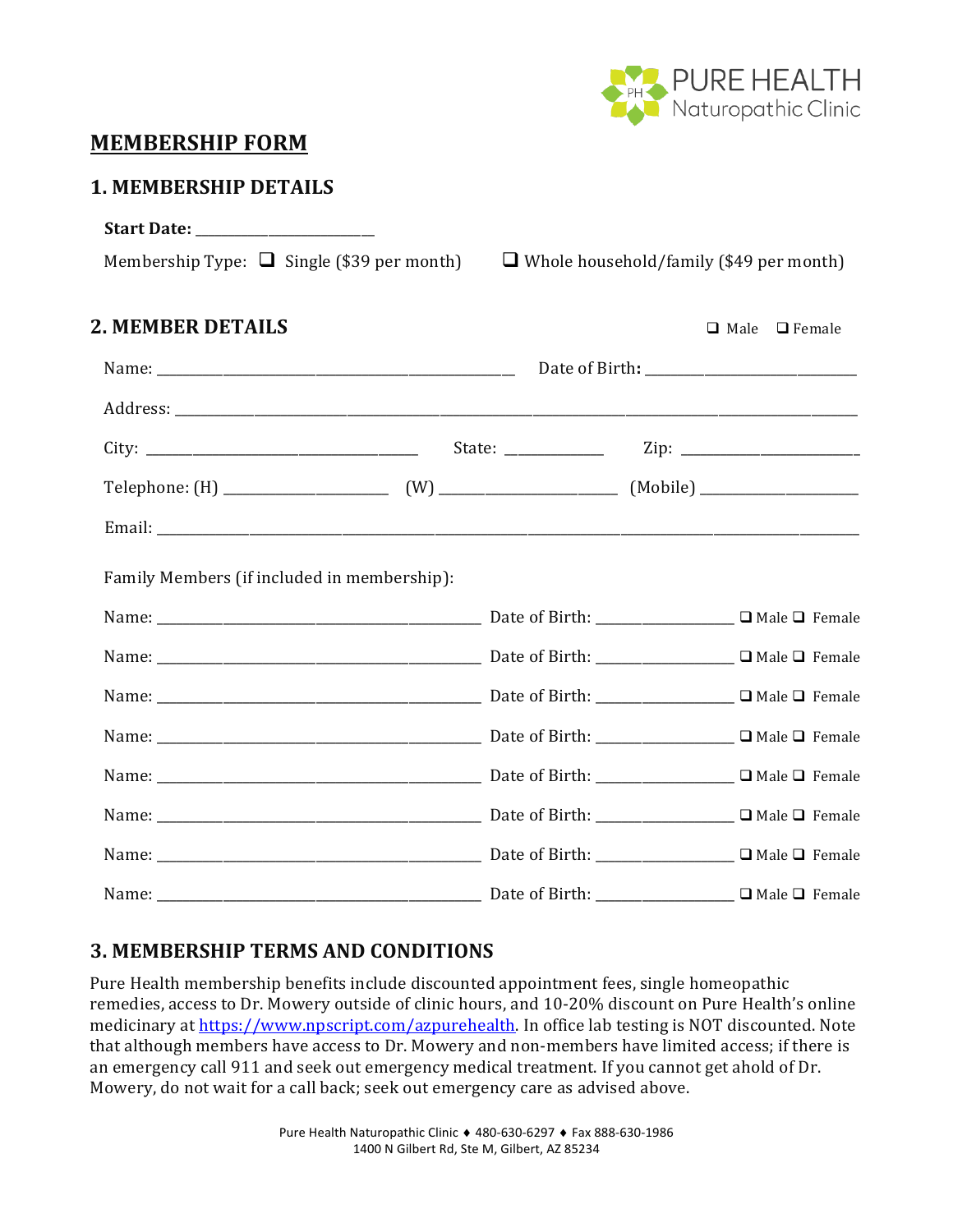PURE HEALTH
Naturopathic Clinic

# MEMBERSHIP FORM

## 1. MEMBERSHIP DETAILS

**Start Date:** ______________________

Membership Type: ❑ Single ($39 per month) ❑ Whole household/family ($49 per month)

## 2. MEMBER DETAILS

❑ Male ❑ Female

Name: ____________________________________________ Date of Birth: __________________________

Address: ______________________________________________________________________________

City: _________________________________ State: ____________ Zip: _______________________

Telephone: (H) ____________________ (W) _____________________ (Mobile) ____________________

Email: _______________________________________________________________________________

Family Members (if included in membership):

Name: _______________________________________ Date of Birth: _________________ ❑ Male ❑ Female

Name: _______________________________________ Date of Birth: _________________ ❑ Male ❑ Female

Name: _______________________________________ Date of Birth: _________________ ❑ Male ❑ Female

Name: _______________________________________ Date of Birth: _________________ ❑ Male ❑ Female

Name: _______________________________________ Date of Birth: _________________ ❑ Male ❑ Female

Name: _______________________________________ Date of Birth: _________________ ❑ Male ❑ Female

Name: _______________________________________ Date of Birth: _________________ ❑ Male ❑ Female

Name: _______________________________________ Date of Birth: _________________ ❑ Male ❑ Female

## 3. MEMBERSHIP TERMS AND CONDITIONS

Pure Health membership benefits include discounted appointment fees, single homeopathic remedies, access to Dr. Mowery outside of clinic hours, and 10-20% discount on Pure Health's online medicinary at https://www.npscript.com/azpurehealth. In office lab testing is NOT discounted. Note that although members have access to Dr. Mowery and non-members have limited access; if there is an emergency call 911 and seek out emergency medical treatment. If you cannot get ahold of Dr. Mowery, do not wait for a call back; seek out emergency care as advised above.

Pure Health Naturopathic Clinic ♦ 480-630-6297 ♦ Fax 888-630-1986
1400 N Gilbert Rd, Ste M, Gilbert, AZ 85234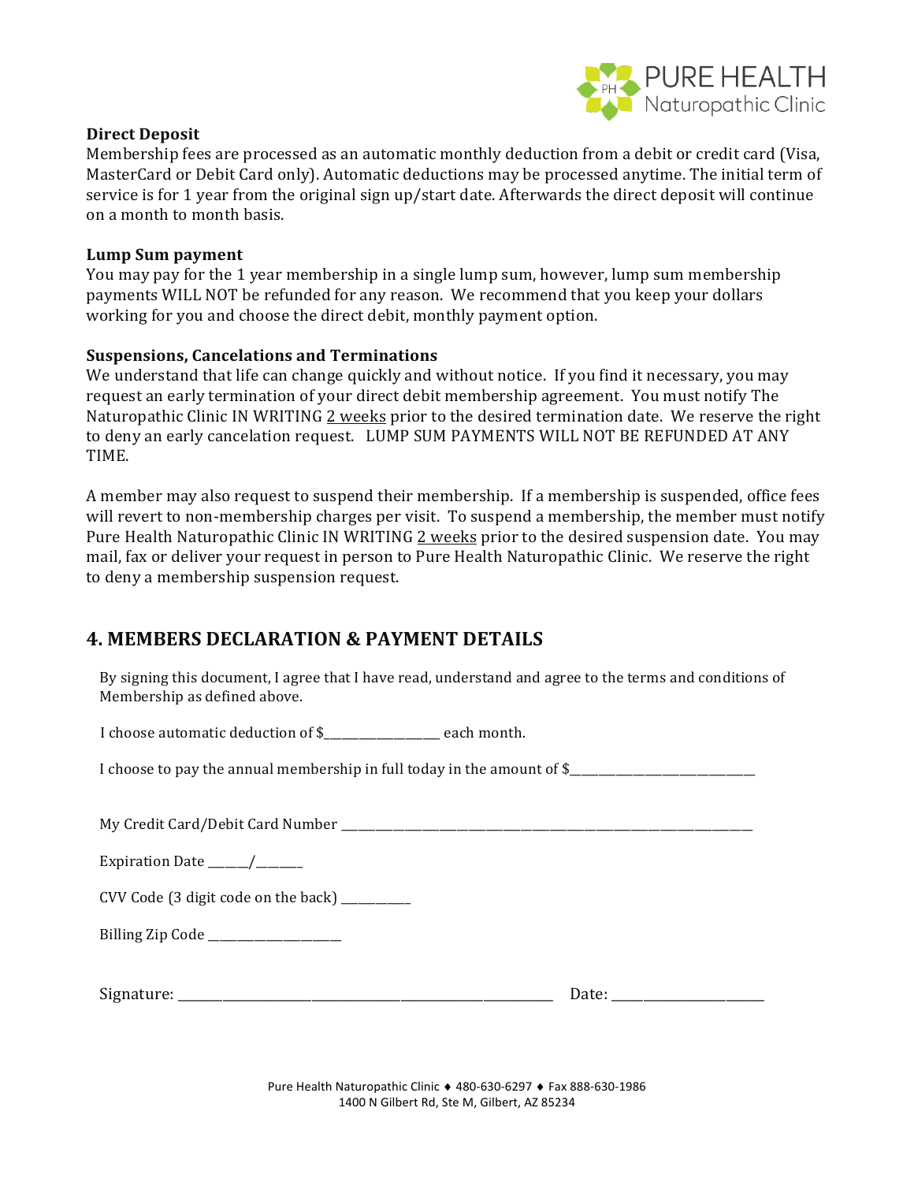**Direct Deposit**
Membership fees are processed as an automatic monthly deduction from a debit or credit card (Visa, MasterCard or Debit Card only). Automatic deductions may be processed anytime. The initial term of service is for 1 year from the original sign up/start date. Afterwards the direct deposit will continue on a month to month basis.

**Lump Sum payment**
You may pay for the 1 year membership in a single lump sum, however, lump sum membership payments WILL NOT be refunded for any reason. We recommend that you keep your dollars working for you and choose the direct debit, monthly payment option.

**Suspensions, Cancelations and Terminations**
We understand that life can change quickly and without notice. If you find it necessary, you may request an early termination of your direct debit membership agreement. You must notify The Naturopathic Clinic IN WRITING 2 weeks prior to the desired termination date. We reserve the right to deny an early cancelation request. LUMP SUM PAYMENTS WILL NOT BE REFUNDED AT ANY TIME.

A member may also request to suspend their membership. If a membership is suspended, office fees will revert to non-membership charges per visit. To suspend a membership, the member must notify Pure Health Naturopathic Clinic IN WRITING 2 weeks prior to the desired suspension date. You may mail, fax or deliver your request in person to Pure Health Naturopathic Clinic. We reserve the right to deny a membership suspension request.

## 4. MEMBERS DECLARATION & PAYMENT DETAILS

By signing this document, I agree that I have read, understand and agree to the terms and conditions of Membership as defined above.

I choose automatic deduction of $__________________ each month.

I choose to pay the annual membership in full today in the amount of $_____________________________

My Credit Card/Debit Card Number ___________________________________________________________________

Expiration Date ______/_______

CVV Code (3 digit code on the back) __________

Billing Zip Code ____________________

Signature: _______________________________________________________ Date: ______________________